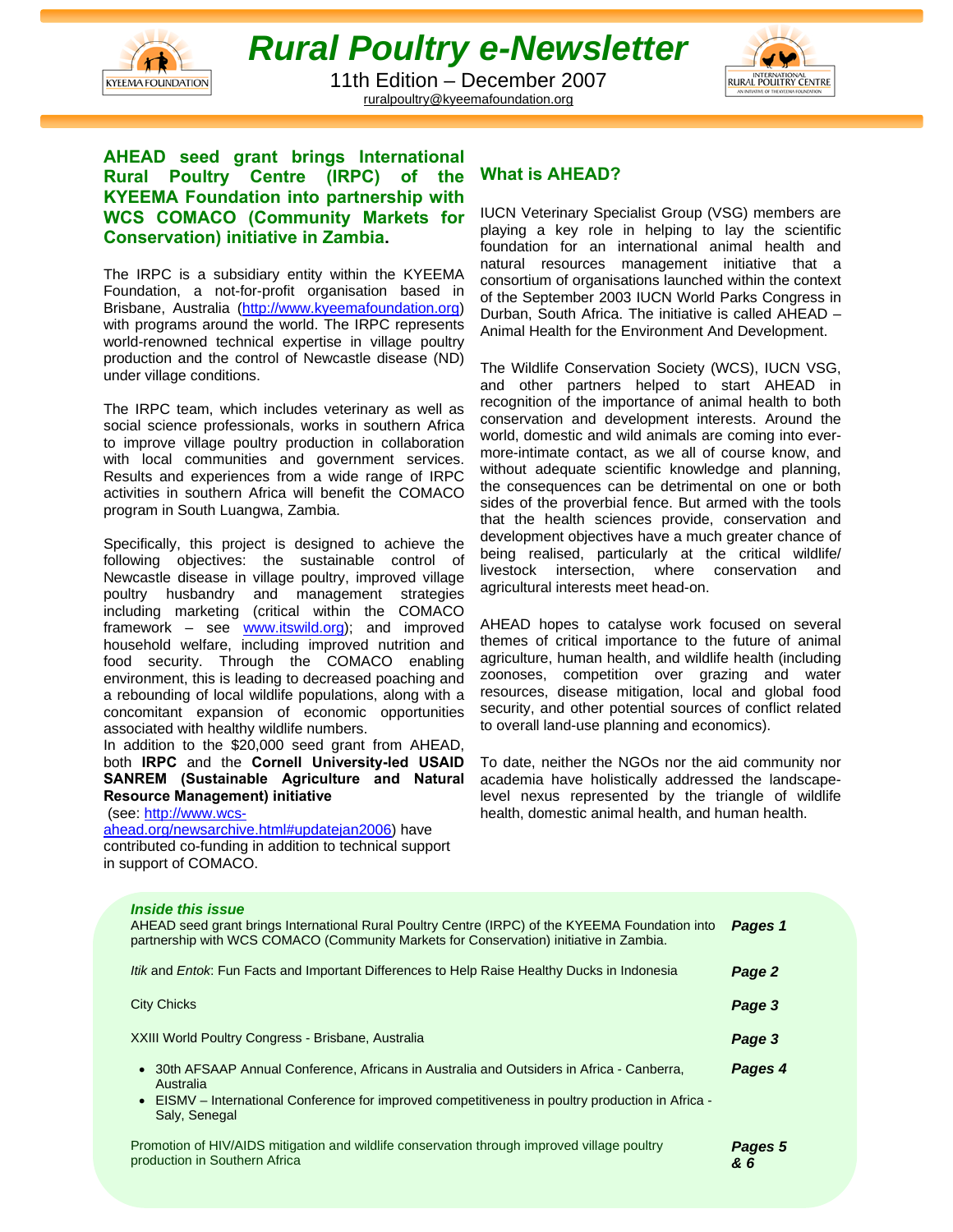# Rural Poultry e-Newsletter

11th Edition – December 2007

ruralpoultry@kyeemafoundation.org

## AHEAD seed grant brings International Rural Poultry Centre (IRPC) of the KYEEMA Foundation into partnership with WCS COMACO (Community Markets for Conservation) initiative in Zambia.

The IRPC is a subsidiary entity within the KYEEMA Foundation, a not-for-profit organisation based in Brisbane, Australia (http://www.kyeemafoundation.org) with programs around the world. The IRPC represents world-renowned technical expertise in village poultry production and the control of Newcastle disease (ND) under village conditions.

The IRPC team, which includes veterinary as well as social science professionals, works in southern Africa to improve village poultry production in collaboration with local communities and government services. Results and experiences from a wide range of IRPC activities in southern Africa will benefit the COMACO program in South Luangwa, Zambia.

Specifically, this project is designed to achieve the following objectives: the sustainable control of Newcastle disease in village poultry, improved village poultry husbandry and management strategies including marketing (critical within the COMACO framework – see www.itswild.org); and improved household welfare, including improved nutrition and food security. Through the COMACO enabling environment, this is leading to decreased poaching and a rebounding of local wildlife populations, along with a concomitant expansion of economic opportunities associated with healthy wildlife numbers.

In addition to the $20,000 seed grant from AHEAD, both **IRPC** and the **Cornell University-led USAID SANREM (Sustainable Agriculture and Natural Resource Management) initiative** (see: http://www.wcs-ahead.org/newsarchive.html#updatejan2006) have contributed co-funding in addition to technical support in support of COMACO.

## What is AHEAD?

IUCN Veterinary Specialist Group (VSG) members are playing a key role in helping to lay the scientific foundation for an international animal health and natural resources management initiative that a consortium of organisations launched within the context of the September 2003 IUCN World Parks Congress in Durban, South Africa. The initiative is called AHEAD – Animal Health for the Environment And Development.

The Wildlife Conservation Society (WCS), IUCN VSG, and other partners helped to start AHEAD in recognition of the importance of animal health to both conservation and development interests. Around the world, domestic and wild animals are coming into ever-more-intimate contact, as we all of course know, and without adequate scientific knowledge and planning, the consequences can be detrimental on one or both sides of the proverbial fence. But armed with the tools that the health sciences provide, conservation and development objectives have a much greater chance of being realised, particularly at the critical wildlife/ livestock intersection, where conservation and agricultural interests meet head-on.

AHEAD hopes to catalyse work focused on several themes of critical importance to the future of animal agriculture, human health, and wildlife health (including zoonoses, competition over grazing and water resources, disease mitigation, local and global food security, and other potential sources of conflict related to overall land-use planning and economics).

To date, neither the NGOs nor the aid community nor academia have holistically addressed the landscape-level nexus represented by the triangle of wildlife health, domestic animal health, and human health.

### *Inside this issue*

| | |
|---|---|
| AHEAD seed grant brings International Rural Poultry Centre (IRPC) of the KYEEMA Foundation into partnership with WCS COMACO (Community Markets for Conservation) initiative in Zambia. | ***Pages 1*** |
| *Itik* and *Entok*: Fun Facts and Important Differences to Help Raise Healthy Ducks in Indonesia | ***Page 2*** |
| City Chicks | ***Page 3*** |
| XXIII World Poultry Congress - Brisbane, Australia | ***Page 3*** |
| • 30th AFSAAP Annual Conference, Africans in Australia and Outsiders in Africa - Canberra, Australia<br>• EISMV – International Conference for improved competitiveness in poultry production in Africa - Saly, Senegal | ***Pages 4*** |
| Promotion of HIV/AIDS mitigation and wildlife conservation through improved village poultry production in Southern Africa | ***Pages 5 & 6*** |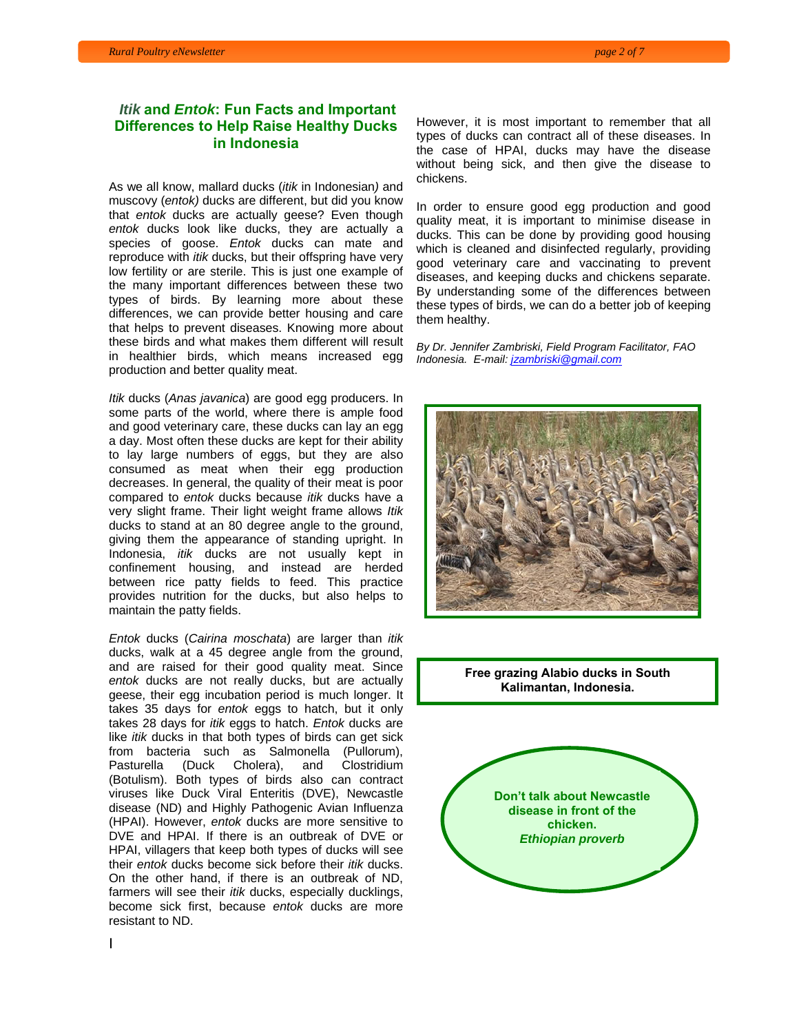## *Itik* and *Entok*: Fun Facts and Important Differences to Help Raise Healthy Ducks in Indonesia

As we all know, mallard ducks (*itik* in Indonesian*)* and muscovy (*entok)* ducks are different, but did you know that *entok* ducks are actually geese? Even though *entok* ducks look like ducks, they are actually a species of goose. *Entok* ducks can mate and reproduce with *itik* ducks, but their offspring have very low fertility or are sterile. This is just one example of the many important differences between these two types of birds. By learning more about these differences, we can provide better housing and care that helps to prevent diseases. Knowing more about these birds and what makes them different will result in healthier birds, which means increased egg production and better quality meat.

*Itik* ducks (*Anas javanica*) are good egg producers. In some parts of the world, where there is ample food and good veterinary care, these ducks can lay an egg a day. Most often these ducks are kept for their ability to lay large numbers of eggs, but they are also consumed as meat when their egg production decreases. In general, the quality of their meat is poor compared to *entok* ducks because *itik* ducks have a very slight frame. Their light weight frame allows *Itik* ducks to stand at an 80 degree angle to the ground, giving them the appearance of standing upright. In Indonesia, *itik* ducks are not usually kept in confinement housing, and instead are herded between rice patty fields to feed. This practice provides nutrition for the ducks, but also helps to maintain the patty fields.

*Entok* ducks (*Cairina moschata*) are larger than *itik* ducks, walk at a 45 degree angle from the ground, and are raised for their good quality meat. Since *entok* ducks are not really ducks, but are actually geese, their egg incubation period is much longer. It takes 35 days for *entok* eggs to hatch, but it only takes 28 days for *itik* eggs to hatch. *Entok* ducks are like *itik* ducks in that both types of birds can get sick from bacteria such as Salmonella (Pullorum), Pasturella (Duck Cholera), and Clostridium (Botulism). Both types of birds also can contract viruses like Duck Viral Enteritis (DVE), Newcastle disease (ND) and Highly Pathogenic Avian Influenza (HPAI). However, *entok* ducks are more sensitive to DVE and HPAI. If there is an outbreak of DVE or HPAI, villagers that keep both types of ducks will see their *entok* ducks become sick before their *itik* ducks. On the other hand, if there is an outbreak of ND, farmers will see their *itik* ducks, especially ducklings, become sick first, because *entok* ducks are more resistant to ND.

However, it is most important to remember that all types of ducks can contract all of these diseases. In the case of HPAI, ducks may have the disease without being sick, and then give the disease to chickens.

In order to ensure good egg production and good quality meat, it is important to minimise disease in ducks. This can be done by providing good housing which is cleaned and disinfected regularly, providing good veterinary care and vaccinating to prevent diseases, and keeping ducks and chickens separate. By understanding some of the differences between these types of birds, we can do a better job of keeping them healthy.

*By Dr. Jennifer Zambriski, Field Program Facilitator, FAO Indonesia. E-mail: jzambriski@gmail.com*

**Free grazing Alabio ducks in South Kalimantan, Indonesia.**

**Don't talk about Newcastle disease in front of the chicken.**
***Ethiopian proverb***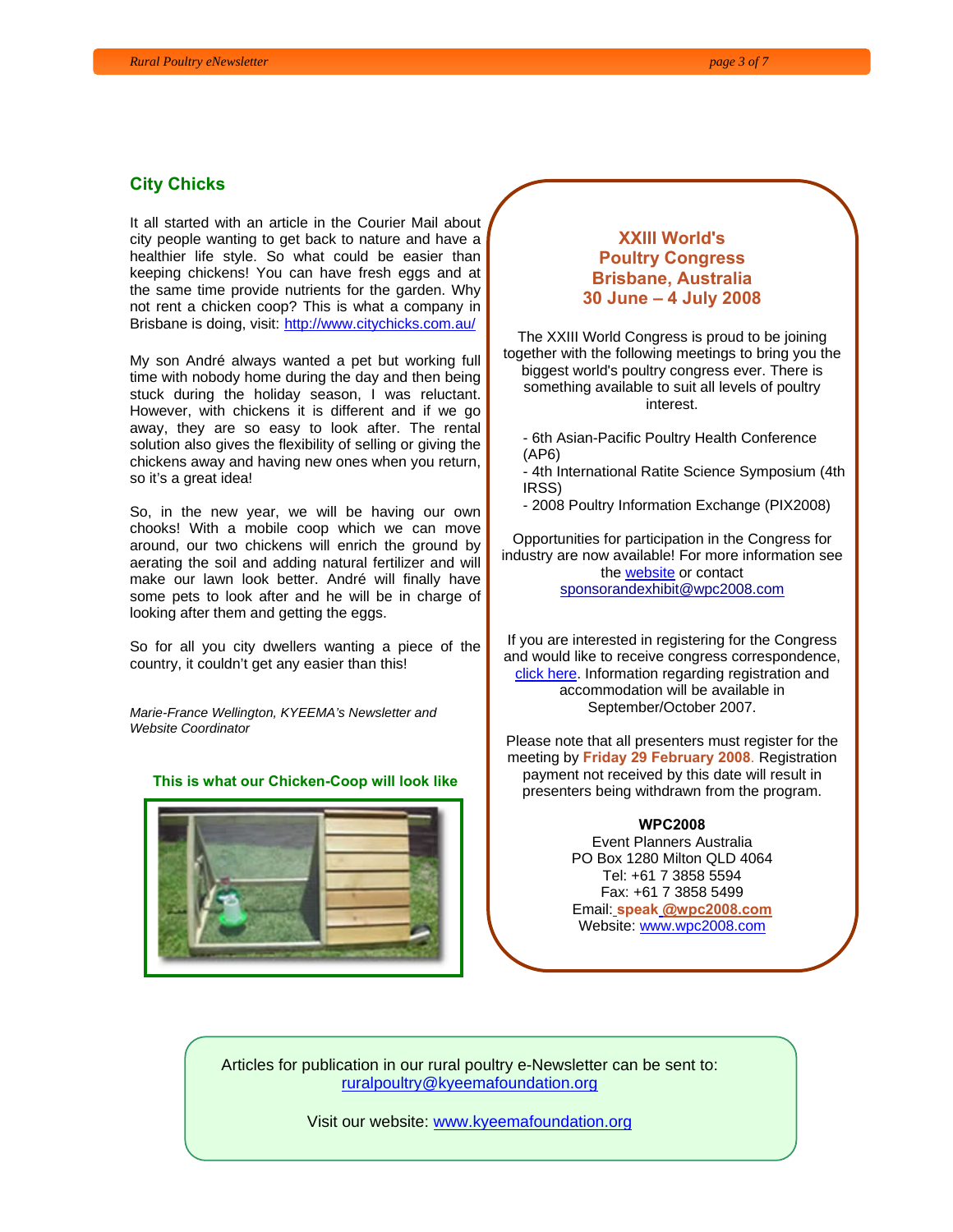## City Chicks

It all started with an article in the Courier Mail about city people wanting to get back to nature and have a healthier life style. So what could be easier than keeping chickens! You can have fresh eggs and at the same time provide nutrients for the garden. Why not rent a chicken coop? This is what a company in Brisbane is doing, visit: http://www.citychicks.com.au/

My son André always wanted a pet but working full time with nobody home during the day and then being stuck during the holiday season, I was reluctant. However, with chickens it is different and if we go away, they are so easy to look after. The rental solution also gives the flexibility of selling or giving the chickens away and having new ones when you return, so it's a great idea!

So, in the new year, we will be having our own chooks! With a mobile coop which we can move around, our two chickens will enrich the ground by aerating the soil and adding natural fertilizer and will make our lawn look better. André will finally have some pets to look after and he will be in charge of looking after them and getting the eggs.

So for all you city dwellers wanting a piece of the country, it couldn't get any easier than this!

*Marie-France Wellington, KYEEMA's Newsletter and Website Coordinator*

**This is what our Chicken-Coop will look like**

## XXIII World's Poultry Congress Brisbane, Australia 30 June – 4 July 2008

The XXIII World Congress is proud to be joining together with the following meetings to bring you the biggest world's poultry congress ever. There is something available to suit all levels of poultry interest.

- 6th Asian-Pacific Poultry Health Conference (AP6)
- 4th International Ratite Science Symposium (4th IRSS)
- 2008 Poultry Information Exchange (PIX2008)

Opportunities for participation in the Congress for industry are now available! For more information see the website or contact sponsorandexhibit@wpc2008.com

If you are interested in registering for the Congress and would like to receive congress correspondence, click here. Information regarding registration and accommodation will be available in September/October 2007.

Please note that all presenters must register for the meeting by **Friday 29 February 2008**. Registration payment not received by this date will result in presenters being withdrawn from the program.

**WPC2008**
Event Planners Australia
PO Box 1280 Milton QLD 4064
Tel: +61 7 3858 5594
Fax: +61 7 3858 5499
Email: **speak @wpc2008.com**
Website: www.wpc2008.com

Articles for publication in our rural poultry e-Newsletter can be sent to: ruralpoultry@kyeemafoundation.org

Visit our website: www.kyeemafoundation.org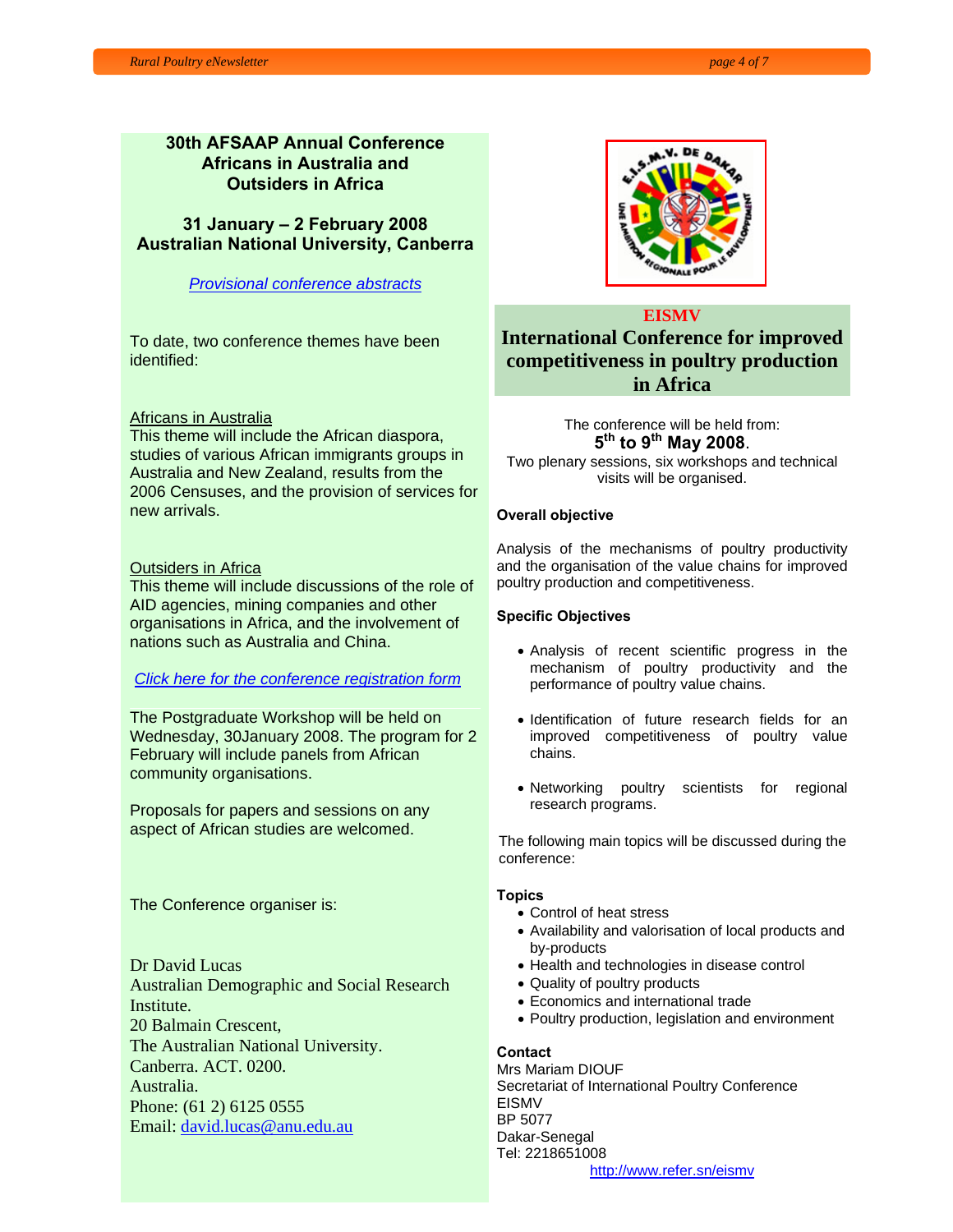## 30th AFSAAP Annual Conference Africans in Australia and Outsiders in Africa

### 31 January – 2 February 2008 Australian National University, Canberra

*Provisional conference abstracts*

To date, two conference themes have been identified:

Africans in Australia
This theme will include the African diaspora, studies of various African immigrants groups in Australia and New Zealand, results from the 2006 Censuses, and the provision of services for new arrivals.

Outsiders in Africa
This theme will include discussions of the role of AID agencies, mining companies and other organisations in Africa, and the involvement of nations such as Australia and China.

*Click here for the conference registration form*

The Postgraduate Workshop will be held on Wednesday, 30January 2008. The program for 2 February will include panels from African community organisations.

Proposals for papers and sessions on any aspect of African studies are welcomed.

The Conference organiser is:

Dr David Lucas
Australian Demographic and Social Research Institute.
20 Balmain Crescent,
The Australian National University.
Canberra. ACT. 0200.
Australia.
Phone: (61 2) 6125 0555
Email: david.lucas@anu.edu.au

## EISMV

## International Conference for improved competitiveness in poultry production in Africa

The conference will be held from:
**5th to 9th May 2008**.
Two plenary sessions, six workshops and technical visits will be organised.

**Overall objective**

Analysis of the mechanisms of poultry productivity and the organisation of the value chains for improved poultry production and competitiveness.

**Specific Objectives**

- Analysis of recent scientific progress in the mechanism of poultry productivity and the performance of poultry value chains.
- Identification of future research fields for an improved competitiveness of poultry value chains.
- Networking poultry scientists for regional research programs.

The following main topics will be discussed during the conference:

**Topics**

- Control of heat stress
- Availability and valorisation of local products and by-products
- Health and technologies in disease control
- Quality of poultry products
- Economics and international trade
- Poultry production, legislation and environment

**Contact**
Mrs Mariam DIOUF
Secretariat of International Poultry Conference
EISMV
BP 5077
Dakar-Senegal
Tel: 2218651008
http://www.refer.sn/eismv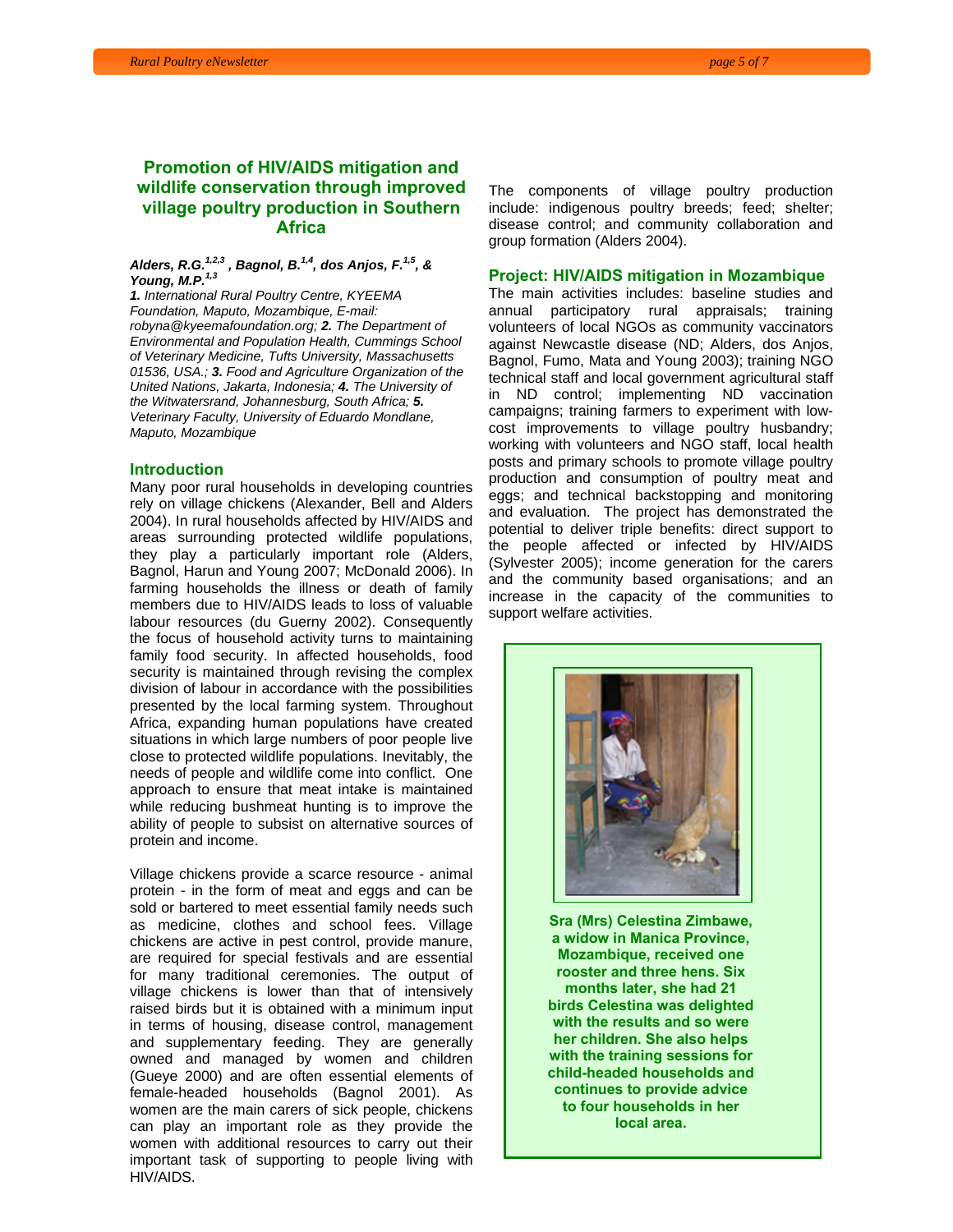## Promotion of HIV/AIDS mitigation and wildlife conservation through improved village poultry production in Southern Africa

***Alders, R.G.[1,2,3], Bagnol, B.[1,4], dos Anjos, F.[1,5], & Young, M.P.[1,3]***

*1. International Rural Poultry Centre, KYEEMA Foundation, Maputo, Mozambique, E-mail: robyna@kyeemafoundation.org; 2. The Department of Environmental and Population Health, Cummings School of Veterinary Medicine, Tufts University, Massachusetts 01536, USA.; 3. Food and Agriculture Organization of the United Nations, Jakarta, Indonesia; 4. The University of the Witwatersrand, Johannesburg, South Africa; 5. Veterinary Faculty, University of Eduardo Mondlane, Maputo, Mozambique*

### Introduction

Many poor rural households in developing countries rely on village chickens (Alexander, Bell and Alders 2004). In rural households affected by HIV/AIDS and areas surrounding protected wildlife populations, they play a particularly important role (Alders, Bagnol, Harun and Young 2007; McDonald 2006). In farming households the illness or death of family members due to HIV/AIDS leads to loss of valuable labour resources (du Guerny 2002). Consequently the focus of household activity turns to maintaining family food security. In affected households, food security is maintained through revising the complex division of labour in accordance with the possibilities presented by the local farming system. Throughout Africa, expanding human populations have created situations in which large numbers of poor people live close to protected wildlife populations. Inevitably, the needs of people and wildlife come into conflict. One approach to ensure that meat intake is maintained while reducing bushmeat hunting is to improve the ability of people to subsist on alternative sources of protein and income.

Village chickens provide a scarce resource - animal protein - in the form of meat and eggs and can be sold or bartered to meet essential family needs such as medicine, clothes and school fees. Village chickens are active in pest control, provide manure, are required for special festivals and are essential for many traditional ceremonies. The output of village chickens is lower than that of intensively raised birds but it is obtained with a minimum input in terms of housing, disease control, management and supplementary feeding. They are generally owned and managed by women and children (Gueye 2000) and are often essential elements of female-headed households (Bagnol 2001). As women are the main carers of sick people, chickens can play an important role as they provide the women with additional resources to carry out their important task of supporting to people living with HIV/AIDS.

The components of village poultry production include: indigenous poultry breeds; feed; shelter; disease control; and community collaboration and group formation (Alders 2004).

### Project: HIV/AIDS mitigation in Mozambique

The main activities includes: baseline studies and annual participatory rural appraisals; training volunteers of local NGOs as community vaccinators against Newcastle disease (ND; Alders, dos Anjos, Bagnol, Fumo, Mata and Young 2003); training NGO technical staff and local government agricultural staff in ND control; implementing ND vaccination campaigns; training farmers to experiment with low-cost improvements to village poultry husbandry; working with volunteers and NGO staff, local health posts and primary schools to promote village poultry production and consumption of poultry meat and eggs; and technical backstopping and monitoring and evaluation. The project has demonstrated the potential to deliver triple benefits: direct support to the people affected or infected by HIV/AIDS (Sylvester 2005); income generation for the carers and the community based organisations; and an increase in the capacity of the communities to support welfare activities.

**Sra (Mrs) Celestina Zimbawe, a widow in Manica Province, Mozambique, received one rooster and three hens. Six months later, she had 21 birds Celestina was delighted with the results and so were her children. She also helps with the training sessions for child-headed households and continues to provide advice to four households in her local area.**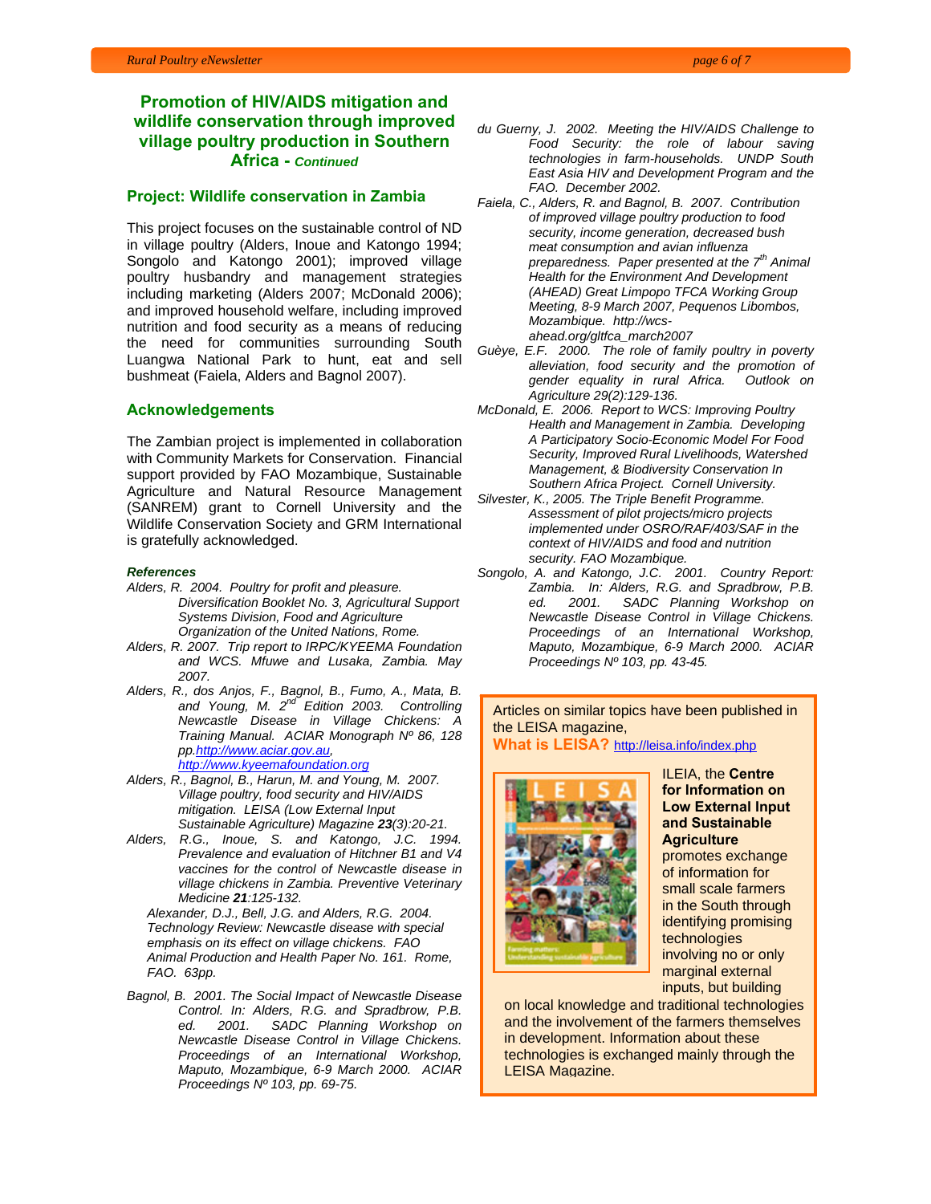## Promotion of HIV/AIDS mitigation and wildlife conservation through improved village poultry production in Southern Africa - *Continued*

### Project: Wildlife conservation in Zambia

This project focuses on the sustainable control of ND in village poultry (Alders, Inoue and Katongo 1994; Songolo and Katongo 2001); improved village poultry husbandry and management strategies including marketing (Alders 2007; McDonald 2006); and improved household welfare, including improved nutrition and food security as a means of reducing the need for communities surrounding South Luangwa National Park to hunt, eat and sell bushmeat (Faiela, Alders and Bagnol 2007).

### Acknowledgements

The Zambian project is implemented in collaboration with Community Markets for Conservation. Financial support provided by FAO Mozambique, Sustainable Agriculture and Natural Resource Management (SANREM) grant to Cornell University and the Wildlife Conservation Society and GRM International is gratefully acknowledged.

#### *References*

*Alders, R. 2004. Poultry for profit and pleasure. Diversification Booklet No. 3, Agricultural Support Systems Division, Food and Agriculture Organization of the United Nations, Rome.*

*Alders, R. 2007. Trip report to IRPC/KYEEMA Foundation and WCS. Mfuwe and Lusaka, Zambia. May 2007.*

*Alders, R., dos Anjos, F., Bagnol, B., Fumo, A., Mata, B. and Young, M. 2nd Edition 2003. Controlling Newcastle Disease in Village Chickens: A Training Manual. ACIAR Monograph Nº 86, 128 pp.*http://www.aciar.gov.au, http://www.kyeemafoundation.org

*Alders, R., Bagnol, B., Harun, M. and Young, M. 2007. Village poultry, food security and HIV/AIDS mitigation. LEISA (Low External Input Sustainable Agriculture) Magazine **23**(3):20-21.*

*Alders, R.G., Inoue, S. and Katongo, J.C. 1994. Prevalence and evaluation of Hitchner B1 and V4 vaccines for the control of Newcastle disease in village chickens in Zambia. Preventive Veterinary Medicine **21**:125-132.*

*Alexander, D.J., Bell, J.G. and Alders, R.G. 2004. Technology Review: Newcastle disease with special emphasis on its effect on village chickens. FAO Animal Production and Health Paper No. 161. Rome, FAO. 63pp.*

*Bagnol, B. 2001. The Social Impact of Newcastle Disease Control. In: Alders, R.G. and Spradbrow, P.B. ed. 2001. SADC Planning Workshop on Newcastle Disease Control in Village Chickens. Proceedings of an International Workshop, Maputo, Mozambique, 6-9 March 2000. ACIAR Proceedings Nº 103, pp. 69-75.*

*du Guerny, J. 2002. Meeting the HIV/AIDS Challenge to Food Security: the role of labour saving technologies in farm-households. UNDP South East Asia HIV and Development Program and the FAO. December 2002.*

*Faiela, C., Alders, R. and Bagnol, B. 2007. Contribution of improved village poultry production to food security, income generation, decreased bush meat consumption and avian influenza preparedness. Paper presented at the 7th Animal Health for the Environment And Development (AHEAD) Great Limpopo TFCA Working Group Meeting, 8-9 March 2007, Pequenos Libombos, Mozambique. http://wcs-ahead.org/gltfca_march2007*

*Guèye, E.F. 2000. The role of family poultry in poverty alleviation, food security and the promotion of gender equality in rural Africa. Outlook on Agriculture 29(2):129-136.*

*McDonald, E. 2006. Report to WCS: Improving Poultry Health and Management in Zambia. Developing A Participatory Socio-Economic Model For Food Security, Improved Rural Livelihoods, Watershed Management, & Biodiversity Conservation In Southern Africa Project. Cornell University.*

*Silvester, K., 2005. The Triple Benefit Programme. Assessment of pilot projects/micro projects implemented under OSRO/RAF/403/SAF in the context of HIV/AIDS and food and nutrition security. FAO Mozambique.*

*Songolo, A. and Katongo, J.C. 2001. Country Report: Zambia. In: Alders, R.G. and Spradbrow, P.B. ed. 2001. SADC Planning Workshop on Newcastle Disease Control in Village Chickens. Proceedings of an International Workshop, Maputo, Mozambique, 6-9 March 2000. ACIAR Proceedings Nº 103, pp. 43-45.*

---

Articles on similar topics have been published in the LEISA magazine,

**What is LEISA?** http://leisa.info/index.php

ILEIA, the **Centre for Information on Low External Input and Sustainable Agriculture** promotes exchange of information for small scale farmers in the South through identifying promising technologies involving no or only marginal external inputs, but building on local knowledge and traditional technologies and the involvement of the farmers themselves in development. Information about these technologies is exchanged mainly through the LEISA Magazine.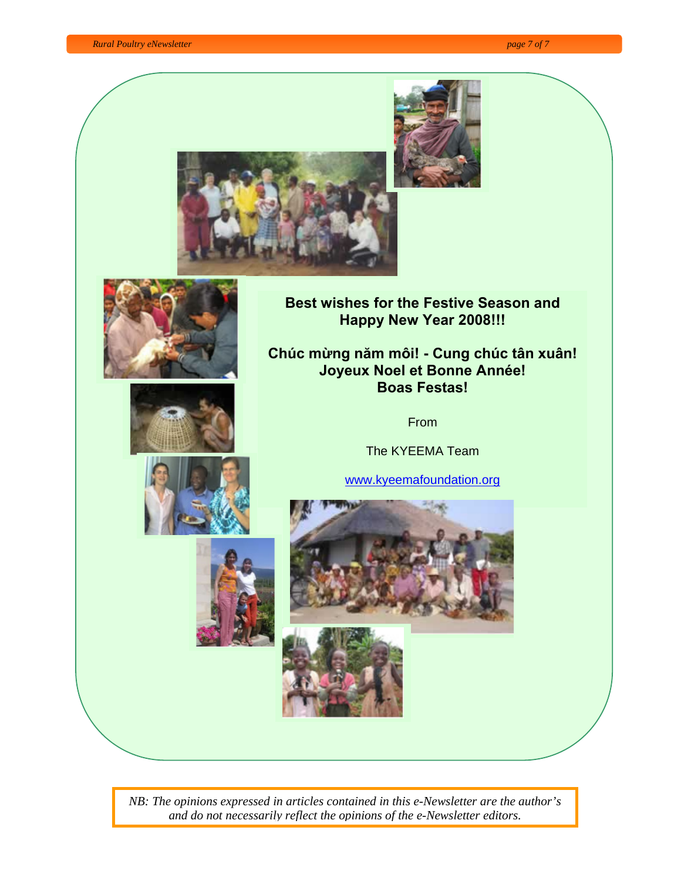**Best wishes for the Festive Season and Happy New Year 2008!!!**

**Chúc mừng năm môi! - Cung chúc tân xuân!**
**Joyeux Noel et Bonne Année!**
**Boas Festas!**

From

The KYEEMA Team

www.kyeemafoundation.org

*NB: The opinions expressed in articles contained in this e-Newsletter are the author's and do not necessarily reflect the opinions of the e-Newsletter editors.*